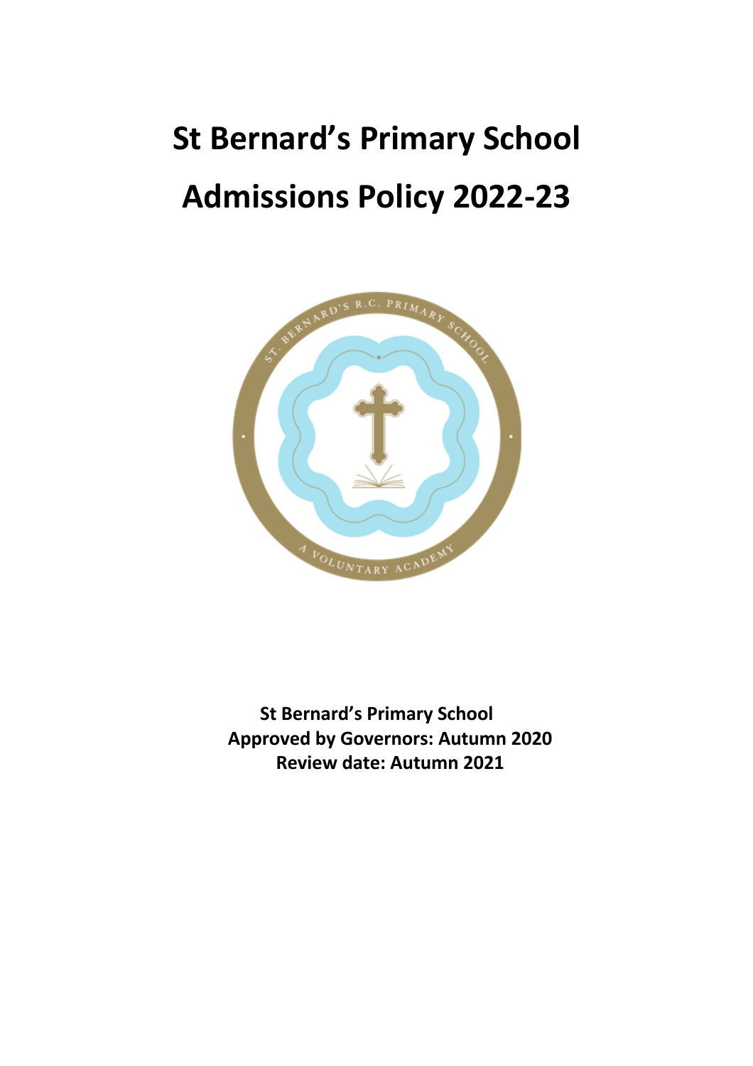# St Bernard's Primary School

# Admissions Policy 2022-23

**St Bernard's Primary School**
**Approved by Governors: Autumn 2020**
**Review date: Autumn 2021**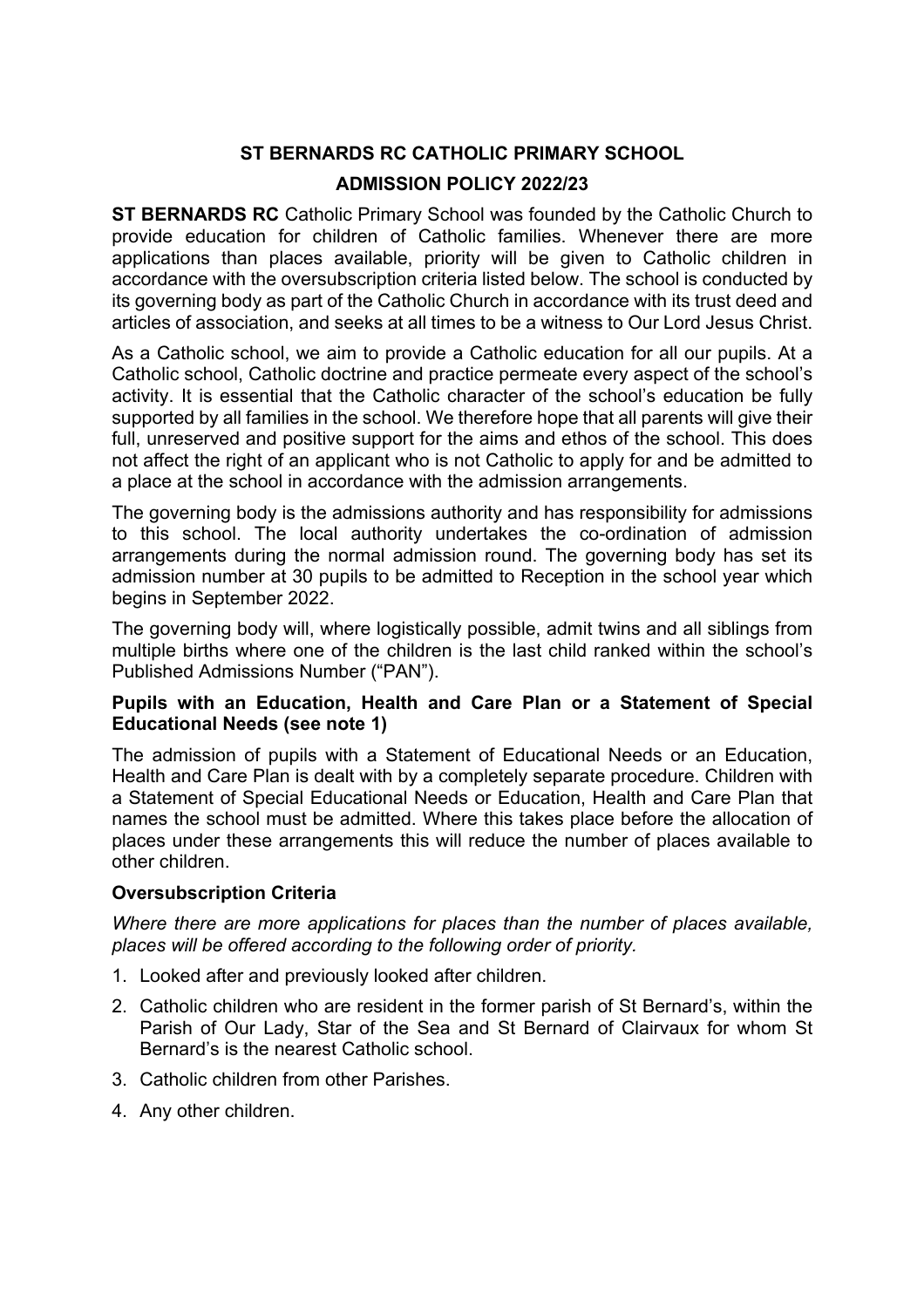# ST BERNARDS RC CATHOLIC PRIMARY SCHOOL

## ADMISSION POLICY 2022/23

**ST BERNARDS RC** Catholic Primary School was founded by the Catholic Church to provide education for children of Catholic families. Whenever there are more applications than places available, priority will be given to Catholic children in accordance with the oversubscription criteria listed below. The school is conducted by its governing body as part of the Catholic Church in accordance with its trust deed and articles of association, and seeks at all times to be a witness to Our Lord Jesus Christ.

As a Catholic school, we aim to provide a Catholic education for all our pupils. At a Catholic school, Catholic doctrine and practice permeate every aspect of the school's activity. It is essential that the Catholic character of the school's education be fully supported by all families in the school. We therefore hope that all parents will give their full, unreserved and positive support for the aims and ethos of the school. This does not affect the right of an applicant who is not Catholic to apply for and be admitted to a place at the school in accordance with the admission arrangements.

The governing body is the admissions authority and has responsibility for admissions to this school. The local authority undertakes the co-ordination of admission arrangements during the normal admission round. The governing body has set its admission number at 30 pupils to be admitted to Reception in the school year which begins in September 2022.

The governing body will, where logistically possible, admit twins and all siblings from multiple births where one of the children is the last child ranked within the school's Published Admissions Number ("PAN").

**Pupils with an Education, Health and Care Plan or a Statement of Special Educational Needs (see note 1)**

The admission of pupils with a Statement of Educational Needs or an Education, Health and Care Plan is dealt with by a completely separate procedure. Children with a Statement of Special Educational Needs or Education, Health and Care Plan that names the school must be admitted. Where this takes place before the allocation of places under these arrangements this will reduce the number of places available to other children.

**Oversubscription Criteria**

*Where there are more applications for places than the number of places available, places will be offered according to the following order of priority.*

1. Looked after and previously looked after children.
2. Catholic children who are resident in the former parish of St Bernard's, within the Parish of Our Lady, Star of the Sea and St Bernard of Clairvaux for whom St Bernard's is the nearest Catholic school.
3. Catholic children from other Parishes.
4. Any other children.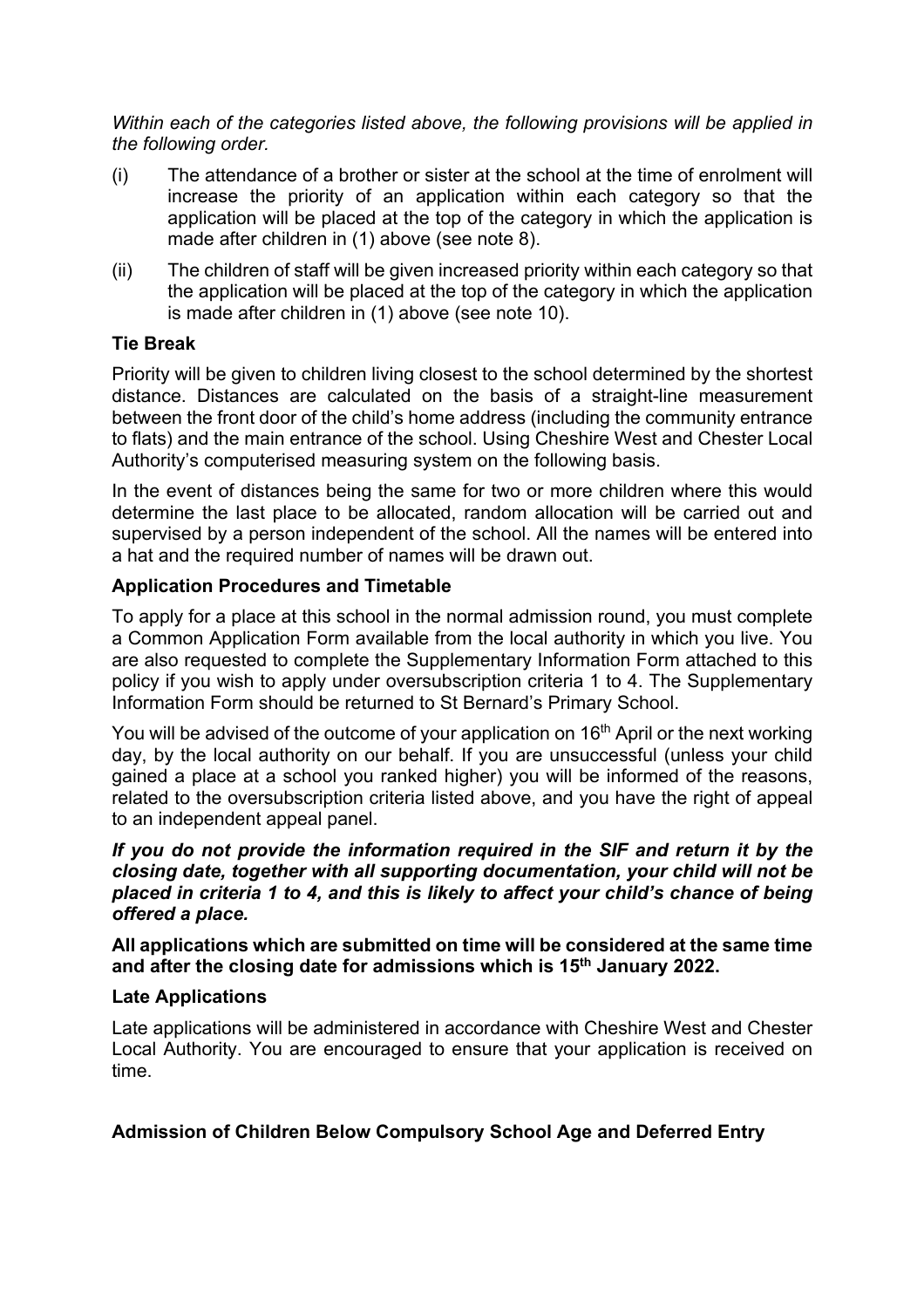*Within each of the categories listed above, the following provisions will be applied in the following order.*

(i) The attendance of a brother or sister at the school at the time of enrolment will increase the priority of an application within each category so that the application will be placed at the top of the category in which the application is made after children in (1) above (see note 8).

(ii) The children of staff will be given increased priority within each category so that the application will be placed at the top of the category in which the application is made after children in (1) above (see note 10).

### Tie Break

Priority will be given to children living closest to the school determined by the shortest distance. Distances are calculated on the basis of a straight-line measurement between the front door of the child's home address (including the community entrance to flats) and the main entrance of the school. Using Cheshire West and Chester Local Authority's computerised measuring system on the following basis.

In the event of distances being the same for two or more children where this would determine the last place to be allocated, random allocation will be carried out and supervised by a person independent of the school. All the names will be entered into a hat and the required number of names will be drawn out.

### Application Procedures and Timetable

To apply for a place at this school in the normal admission round, you must complete a Common Application Form available from the local authority in which you live. You are also requested to complete the Supplementary Information Form attached to this policy if you wish to apply under oversubscription criteria 1 to 4. The Supplementary Information Form should be returned to St Bernard's Primary School.

You will be advised of the outcome of your application on 16th April or the next working day, by the local authority on our behalf. If you are unsuccessful (unless your child gained a place at a school you ranked higher) you will be informed of the reasons, related to the oversubscription criteria listed above, and you have the right of appeal to an independent appeal panel.

***If you do not provide the information required in the SIF and return it by the closing date, together with all supporting documentation, your child will not be placed in criteria 1 to 4, and this is likely to affect your child's chance of being offered a place.***

**All applications which are submitted on time will be considered at the same time and after the closing date for admissions which is 15th January 2022.**

### Late Applications

Late applications will be administered in accordance with Cheshire West and Chester Local Authority. You are encouraged to ensure that your application is received on time.

### Admission of Children Below Compulsory School Age and Deferred Entry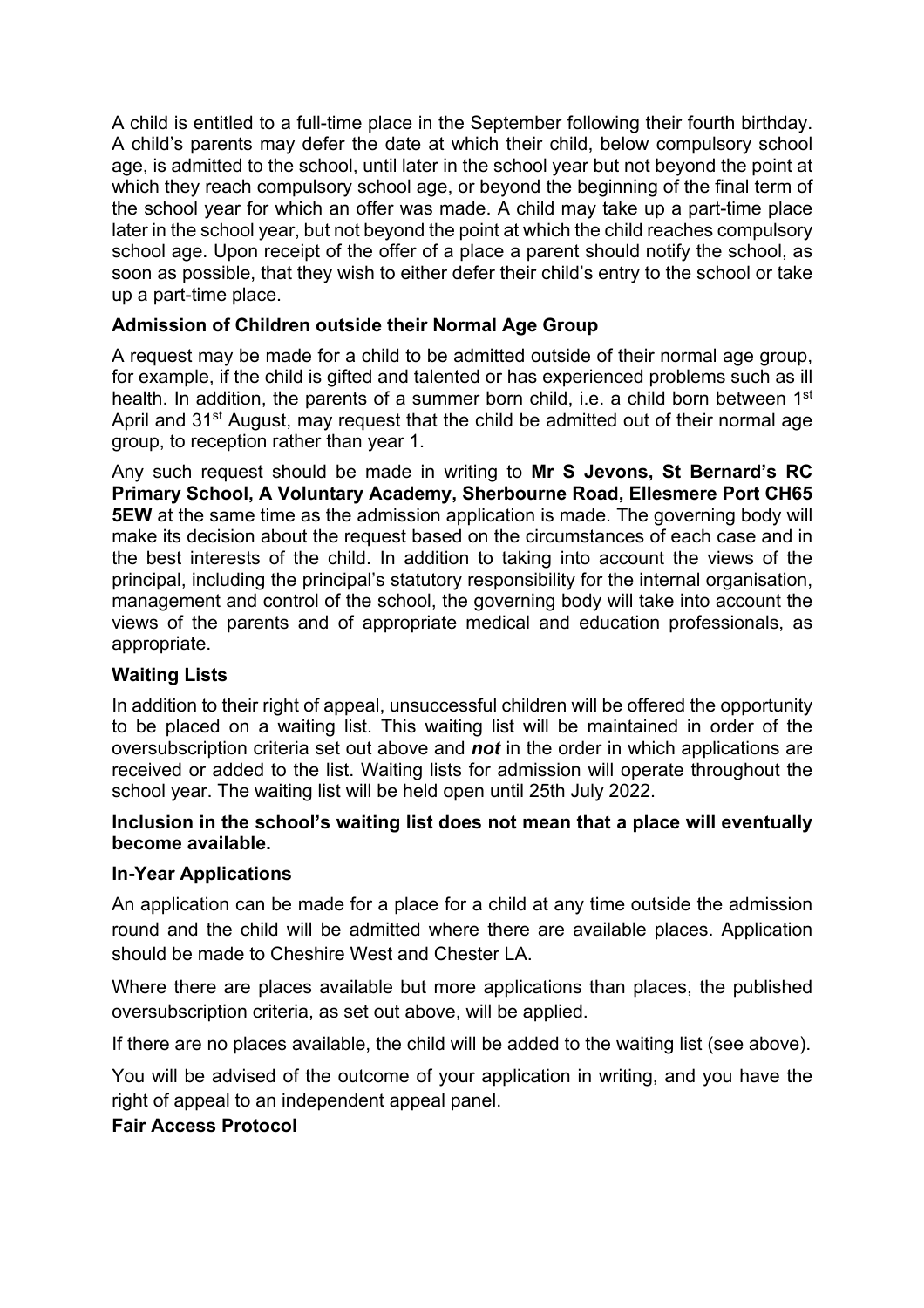A child is entitled to a full-time place in the September following their fourth birthday. A child's parents may defer the date at which their child, below compulsory school age, is admitted to the school, until later in the school year but not beyond the point at which they reach compulsory school age, or beyond the beginning of the final term of the school year for which an offer was made. A child may take up a part-time place later in the school year, but not beyond the point at which the child reaches compulsory school age. Upon receipt of the offer of a place a parent should notify the school, as soon as possible, that they wish to either defer their child's entry to the school or take up a part-time place.

### Admission of Children outside their Normal Age Group

A request may be made for a child to be admitted outside of their normal age group, for example, if the child is gifted and talented or has experienced problems such as ill health. In addition, the parents of a summer born child, i.e. a child born between 1st April and 31st August, may request that the child be admitted out of their normal age group, to reception rather than year 1.

Any such request should be made in writing to **Mr S Jevons, St Bernard's RC Primary School, A Voluntary Academy, Sherbourne Road, Ellesmere Port CH65 5EW** at the same time as the admission application is made. The governing body will make its decision about the request based on the circumstances of each case and in the best interests of the child. In addition to taking into account the views of the principal, including the principal's statutory responsibility for the internal organisation, management and control of the school, the governing body will take into account the views of the parents and of appropriate medical and education professionals, as appropriate.

### Waiting Lists

In addition to their right of appeal, unsuccessful children will be offered the opportunity to be placed on a waiting list. This waiting list will be maintained in order of the oversubscription criteria set out above and ***not*** in the order in which applications are received or added to the list. Waiting lists for admission will operate throughout the school year. The waiting list will be held open until 25th July 2022.

**Inclusion in the school's waiting list does not mean that a place will eventually become available.**

### In-Year Applications

An application can be made for a place for a child at any time outside the admission round and the child will be admitted where there are available places. Application should be made to Cheshire West and Chester LA.

Where there are places available but more applications than places, the published oversubscription criteria, as set out above, will be applied.

If there are no places available, the child will be added to the waiting list (see above).

You will be advised of the outcome of your application in writing, and you have the right of appeal to an independent appeal panel.

### Fair Access Protocol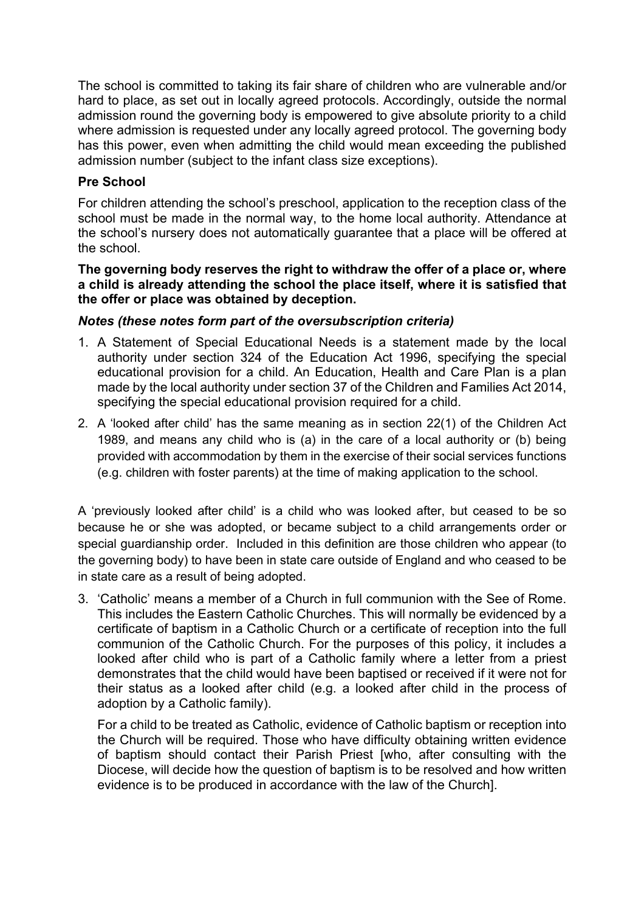The school is committed to taking its fair share of children who are vulnerable and/or hard to place, as set out in locally agreed protocols. Accordingly, outside the normal admission round the governing body is empowered to give absolute priority to a child where admission is requested under any locally agreed protocol. The governing body has this power, even when admitting the child would mean exceeding the published admission number (subject to the infant class size exceptions).

**Pre School**

For children attending the school's preschool, application to the reception class of the school must be made in the normal way, to the home local authority. Attendance at the school's nursery does not automatically guarantee that a place will be offered at the school.

**The governing body reserves the right to withdraw the offer of a place or, where a child is already attending the school the place itself, where it is satisfied that the offer or place was obtained by deception.**

***Notes (these notes form part of the oversubscription criteria)***

1. A Statement of Special Educational Needs is a statement made by the local authority under section 324 of the Education Act 1996, specifying the special educational provision for a child. An Education, Health and Care Plan is a plan made by the local authority under section 37 of the Children and Families Act 2014, specifying the special educational provision required for a child.
2. A 'looked after child' has the same meaning as in section 22(1) of the Children Act 1989, and means any child who is (a) in the care of a local authority or (b) being provided with accommodation by them in the exercise of their social services functions (e.g. children with foster parents) at the time of making application to the school.

A 'previously looked after child' is a child who was looked after, but ceased to be so because he or she was adopted, or became subject to a child arrangements order or special guardianship order. Included in this definition are those children who appear (to the governing body) to have been in state care outside of England and who ceased to be in state care as a result of being adopted.

3. 'Catholic' means a member of a Church in full communion with the See of Rome. This includes the Eastern Catholic Churches. This will normally be evidenced by a certificate of baptism in a Catholic Church or a certificate of reception into the full communion of the Catholic Church. For the purposes of this policy, it includes a looked after child who is part of a Catholic family where a letter from a priest demonstrates that the child would have been baptised or received if it were not for their status as a looked after child (e.g. a looked after child in the process of adoption by a Catholic family).

   For a child to be treated as Catholic, evidence of Catholic baptism or reception into the Church will be required. Those who have difficulty obtaining written evidence of baptism should contact their Parish Priest [who, after consulting with the Diocese, will decide how the question of baptism is to be resolved and how written evidence is to be produced in accordance with the law of the Church].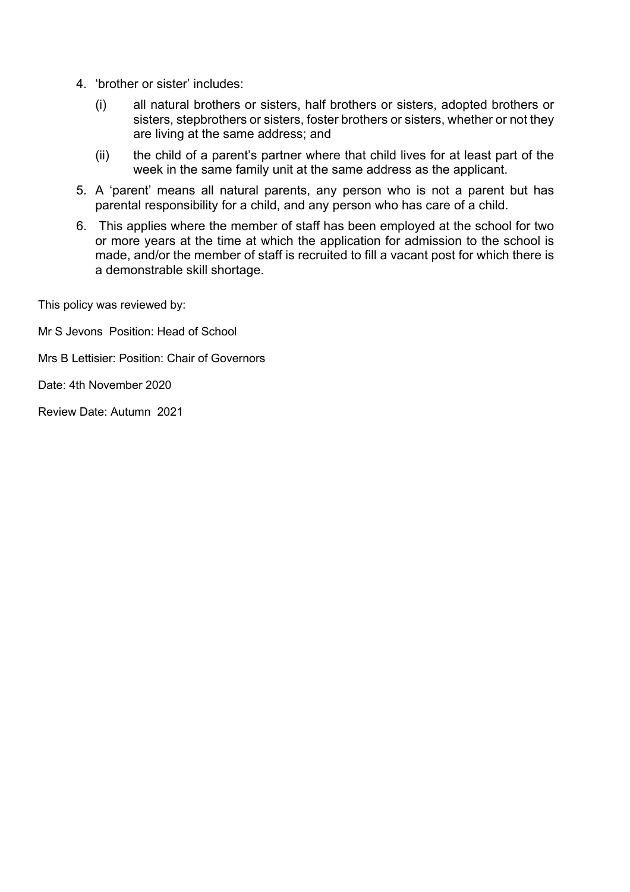4. 'brother or sister' includes:
   (i) all natural brothers or sisters, half brothers or sisters, adopted brothers or sisters, stepbrothers or sisters, foster brothers or sisters, whether or not they are living at the same address; and
   (ii) the child of a parent's partner where that child lives for at least part of the week in the same family unit at the same address as the applicant.
5. A 'parent' means all natural parents, any person who is not a parent but has parental responsibility for a child, and any person who has care of a child.
6. This applies where the member of staff has been employed at the school for two or more years at the time at which the application for admission to the school is made, and/or the member of staff is recruited to fill a vacant post for which there is a demonstrable skill shortage.

This policy was reviewed by:

Mr S Jevons Position: Head of School

Mrs B Lettisier: Position: Chair of Governors

Date: 4th November 2020

Review Date: Autumn 2021